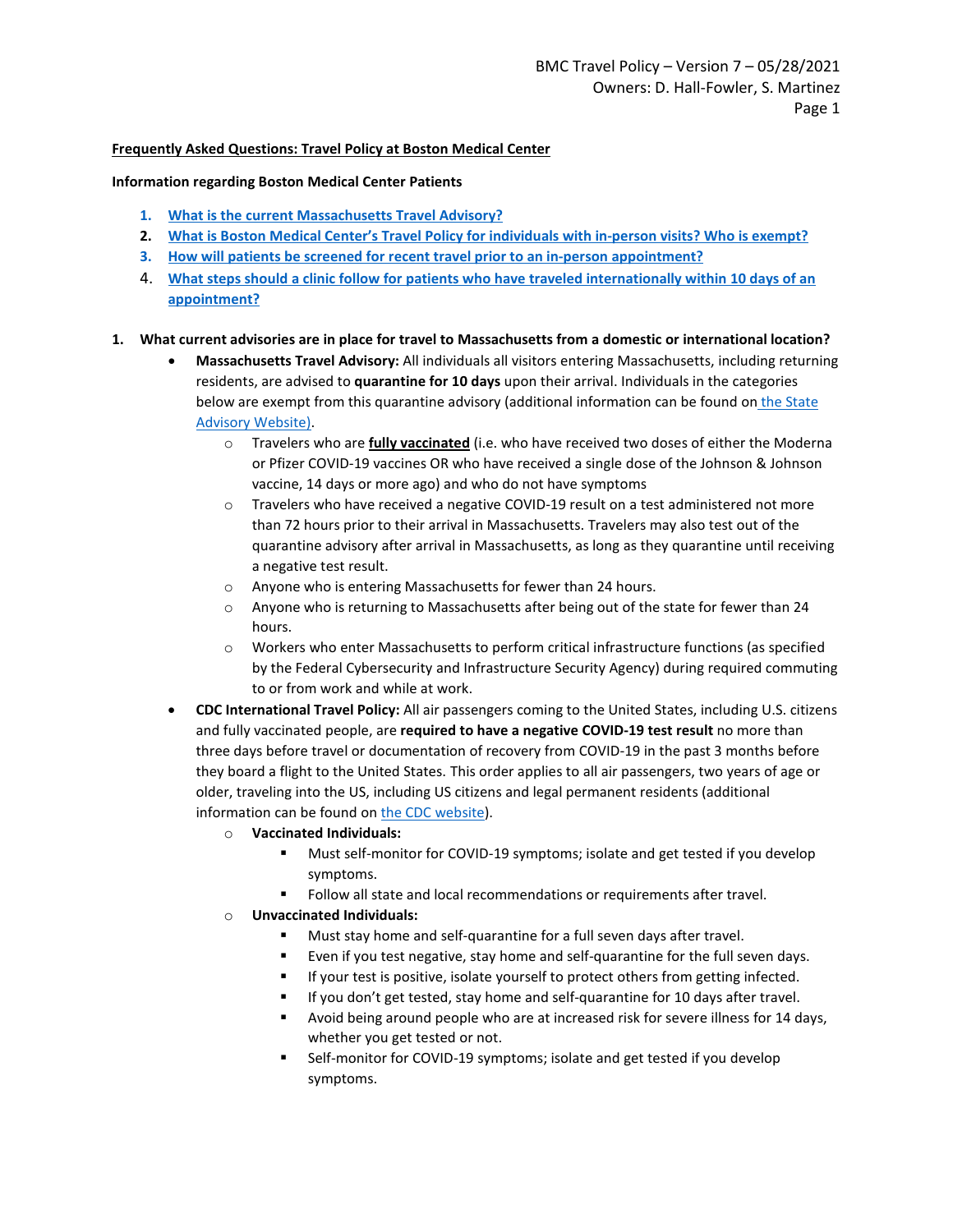**Frequently Asked Questions: Travel Policy at Boston Medical Center**

**Information regarding Boston Medical Center Patients**

1. **What is the current Massachusetts Travel Advisory?**
2. **What is Boston Medical Center's Travel Policy for individuals with in-person visits? Who is exempt?**
3. **How will patients be screened for recent travel prior to an in-person appointment?**
4. **What steps should a clinic follow for patients who have traveled internationally within 10 days of an appointment?**

1. **What current advisories are in place for travel to Massachusetts from a domestic or international location?**
   - **Massachusetts Travel Advisory:** All individuals all visitors entering Massachusetts, including returning residents, are advised to **quarantine for 10 days** upon their arrival. Individuals in the categories below are exempt from this quarantine advisory (additional information can be found on the State Advisory Website).
     - Travelers who are **fully vaccinated** (i.e. who have received two doses of either the Moderna or Pfizer COVID-19 vaccines OR who have received a single dose of the Johnson & Johnson vaccine, 14 days or more ago) and who do not have symptoms
     - Travelers who have received a negative COVID-19 result on a test administered not more than 72 hours prior to their arrival in Massachusetts. Travelers may also test out of the quarantine advisory after arrival in Massachusetts, as long as they quarantine until receiving a negative test result.
     - Anyone who is entering Massachusetts for fewer than 24 hours.
     - Anyone who is returning to Massachusetts after being out of the state for fewer than 24 hours.
     - Workers who enter Massachusetts to perform critical infrastructure functions (as specified by the Federal Cybersecurity and Infrastructure Security Agency) during required commuting to or from work and while at work.
   - **CDC International Travel Policy:** All air passengers coming to the United States, including U.S. citizens and fully vaccinated people, are **required to have a negative COVID-19 test result** no more than three days before travel or documentation of recovery from COVID-19 in the past 3 months before they board a flight to the United States. This order applies to all air passengers, two years of age or older, traveling into the US, including US citizens and legal permanent residents (additional information can be found on the CDC website).
     - **Vaccinated Individuals:**
       - Must self-monitor for COVID-19 symptoms; isolate and get tested if you develop symptoms.
       - Follow all state and local recommendations or requirements after travel.
     - **Unvaccinated Individuals:**
       - Must stay home and self-quarantine for a full seven days after travel.
       - Even if you test negative, stay home and self-quarantine for the full seven days.
       - If your test is positive, isolate yourself to protect others from getting infected.
       - If you don't get tested, stay home and self-quarantine for 10 days after travel.
       - Avoid being around people who are at increased risk for severe illness for 14 days, whether you get tested or not.
       - Self-monitor for COVID-19 symptoms; isolate and get tested if you develop symptoms.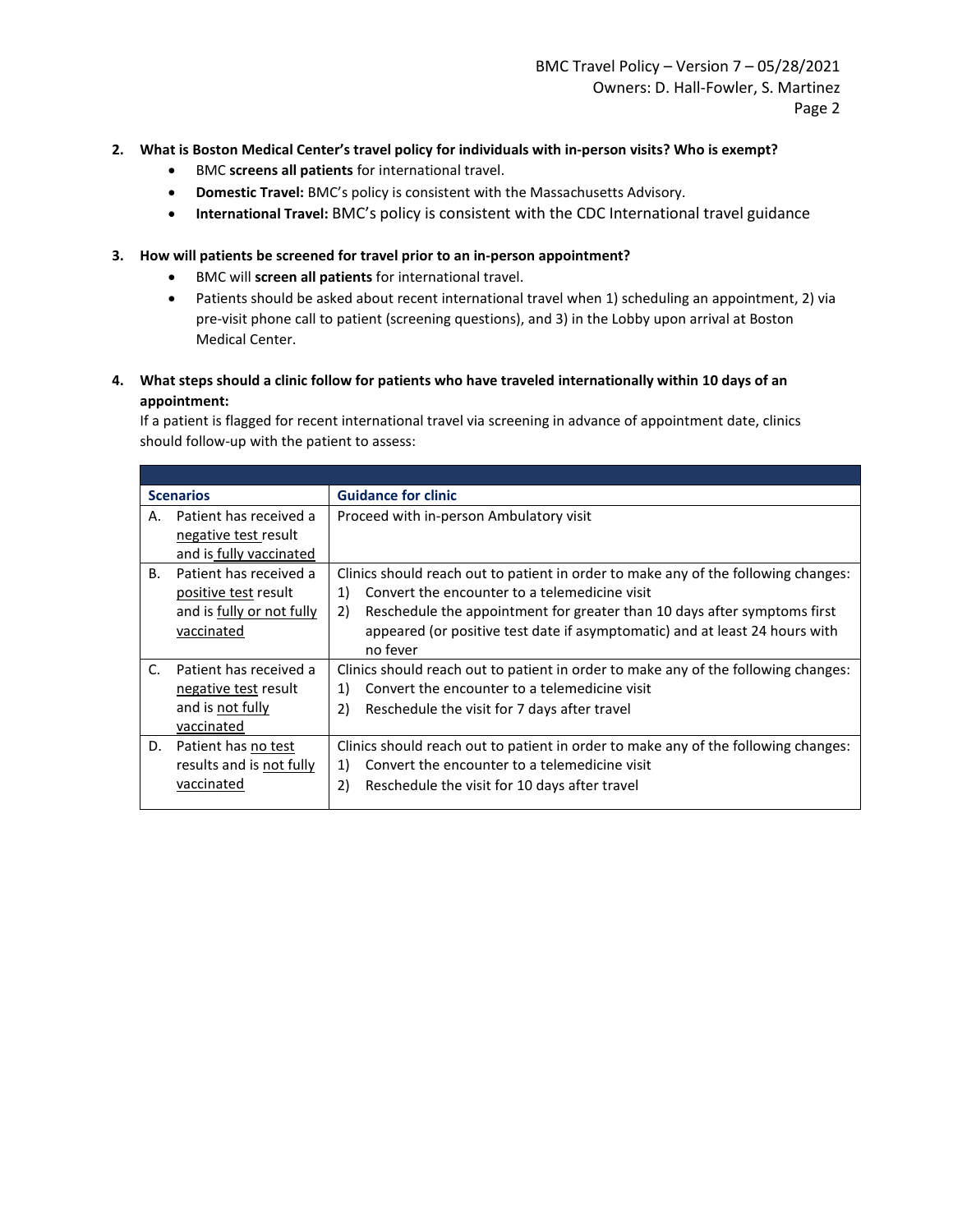2. **What is Boston Medical Center's travel policy for individuals with in-person visits? Who is exempt?**
    - BMC **screens all patients** for international travel.
    - **Domestic Travel:** BMC's policy is consistent with the Massachusetts Advisory.
    - **International Travel:** BMC's policy is consistent with the CDC International travel guidance

3. **How will patients be screened for travel prior to an in-person appointment?**
    - BMC will **screen all patients** for international travel.
    - Patients should be asked about recent international travel when 1) scheduling an appointment, 2) via pre-visit phone call to patient (screening questions), and 3) in the Lobby upon arrival at Boston Medical Center.

4. **What steps should a clinic follow for patients who have traveled internationally within 10 days of an appointment:**

   If a patient is flagged for recent international travel via screening in advance of appointment date, clinics should follow-up with the patient to assess:

| Scenarios | Guidance for clinic |
|---|---|
| A. Patient has received a negative test result and is fully vaccinated | Proceed with in-person Ambulatory visit |
| B. Patient has received a positive test result and is fully or not fully vaccinated | Clinics should reach out to patient in order to make any of the following changes:<br>1) Convert the encounter to a telemedicine visit<br>2) Reschedule the appointment for greater than 10 days after symptoms first appeared (or positive test date if asymptomatic) and at least 24 hours with no fever |
| C. Patient has received a negative test result and is not fully vaccinated | Clinics should reach out to patient in order to make any of the following changes:<br>1) Convert the encounter to a telemedicine visit<br>2) Reschedule the visit for 7 days after travel |
| D. Patient has no test results and is not fully vaccinated | Clinics should reach out to patient in order to make any of the following changes:<br>1) Convert the encounter to a telemedicine visit<br>2) Reschedule the visit for 10 days after travel |